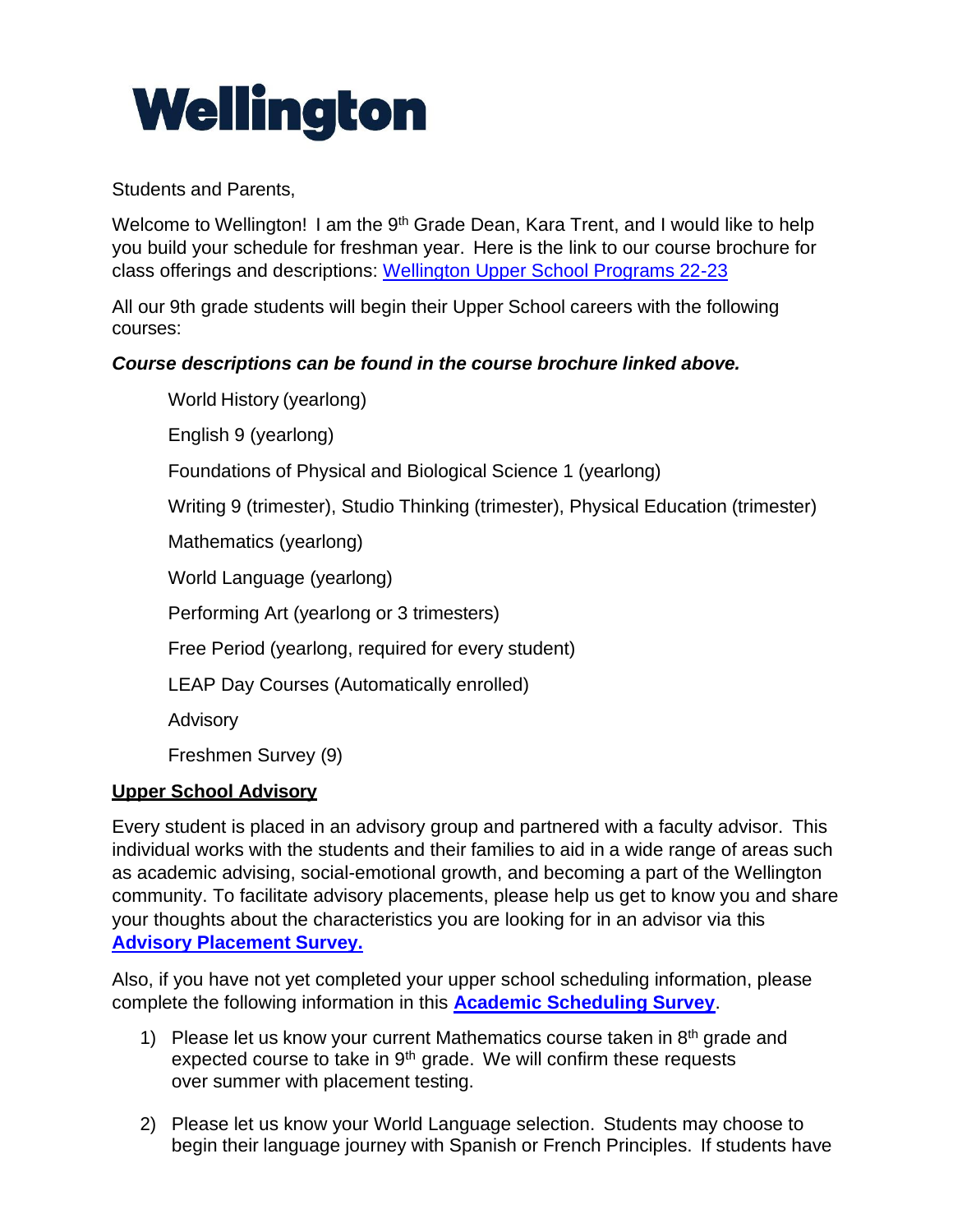# Wellington

Students and Parents,

Welcome to Wellington! I am the 9th Grade Dean, Kara Trent, and I would like to help you build your schedule for freshman year. Here is the link to our course brochure for class offerings and descriptions: [Wellington Upper School Programs 22-23]()

All our 9th grade students will begin their Upper School careers with the following courses:

***Course descriptions can be found in the course brochure linked above.***

- World History (yearlong)
- English 9 (yearlong)
- Foundations of Physical and Biological Science 1 (yearlong)
- Writing 9 (trimester), Studio Thinking (trimester), Physical Education (trimester)
- Mathematics (yearlong)
- World Language (yearlong)
- Performing Art (yearlong or 3 trimesters)
- Free Period (yearlong, required for every student)
- LEAP Day Courses (Automatically enrolled)
- Advisory
- Freshmen Survey (9)

## Upper School Advisory

Every student is placed in an advisory group and partnered with a faculty advisor. This individual works with the students and their families to aid in a wide range of areas such as academic advising, social-emotional growth, and becoming a part of the Wellington community. To facilitate advisory placements, please help us get to know you and share your thoughts about the characteristics you are looking for in an advisor via this **[Advisory Placement Survey.]()**

Also, if you have not yet completed your upper school scheduling information, please complete the following information in this **[Academic Scheduling Survey]()**.

1) Please let us know your current Mathematics course taken in 8th grade and expected course to take in 9th grade. We will confirm these requests over summer with placement testing.

2) Please let us know your World Language selection. Students may choose to begin their language journey with Spanish or French Principles. If students have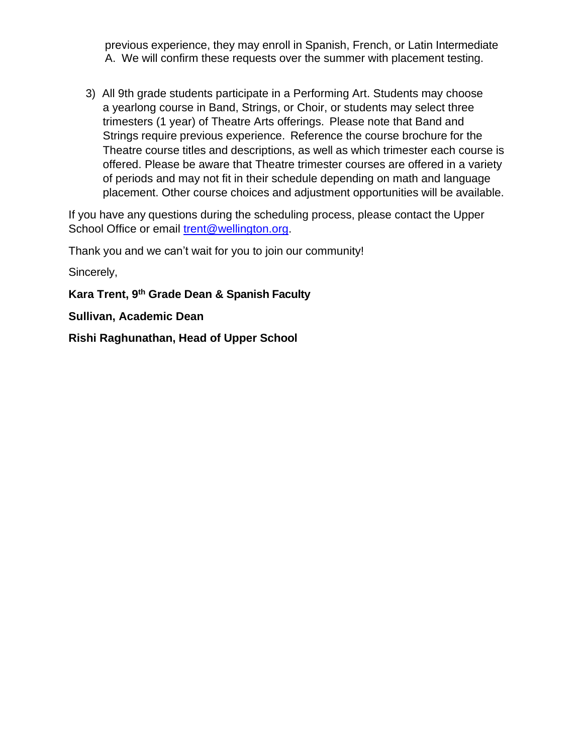previous experience, they may enroll in Spanish, French, or Latin Intermediate A. We will confirm these requests over the summer with placement testing.

3) All 9th grade students participate in a Performing Art. Students may choose a yearlong course in Band, Strings, or Choir, or students may select three trimesters (1 year) of Theatre Arts offerings. Please note that Band and Strings require previous experience. Reference the course brochure for the Theatre course titles and descriptions, as well as which trimester each course is offered. Please be aware that Theatre trimester courses are offered in a variety of periods and may not fit in their schedule depending on math and language placement. Other course choices and adjustment opportunities will be available.

If you have any questions during the scheduling process, please contact the Upper School Office or email trent@wellington.org.

Thank you and we can't wait for you to join our community!

Sincerely,

**Kara Trent, 9th Grade Dean & Spanish Faculty**

**Sullivan, Academic Dean**

**Rishi Raghunathan, Head of Upper School**